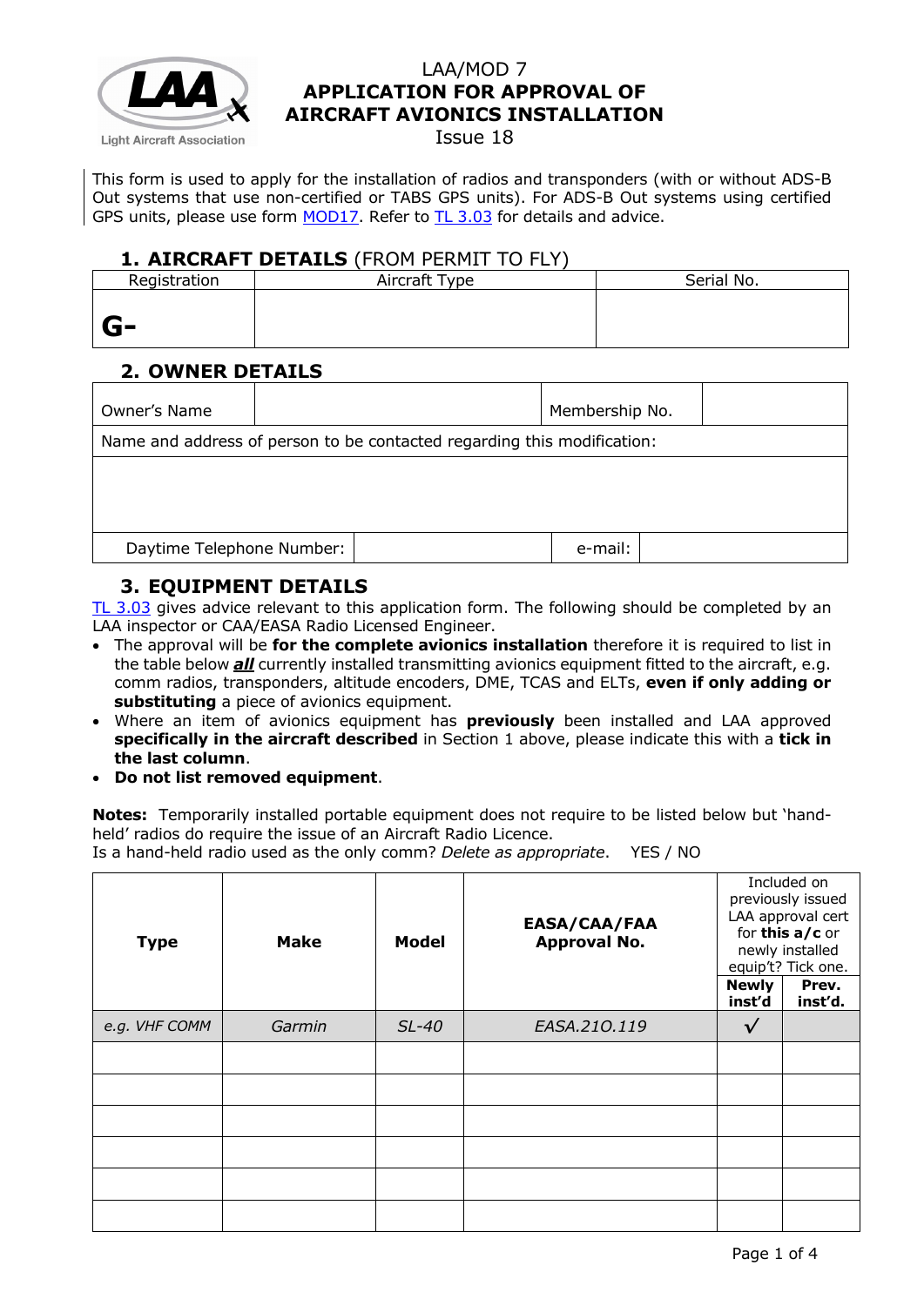# LAA/MOD 7
# APPLICATION FOR APPROVAL OF AIRCRAFT AVIONICS INSTALLATION
Issue 18

This form is used to apply for the installation of radios and transponders (with or without ADS-B Out systems that use non-certified or TABS GPS units). For ADS-B Out systems using certified GPS units, please use form MOD17. Refer to TL 3.03 for details and advice.

## 1. AIRCRAFT DETAILS (FROM PERMIT TO FLY)

| Registration | Aircraft Type | Serial No. |
|---|---|---|
| G- | | |

## 2. OWNER DETAILS

| Owner's Name | | Membership No. | |
|---|---|---|---|
| Name and address of person to be contacted regarding this modification: | | | |
| | | | |
| Daytime Telephone Number: | | e-mail: | |

## 3. EQUIPMENT DETAILS

TL 3.03 gives advice relevant to this application form. The following should be completed by an LAA inspector or CAA/EASA Radio Licensed Engineer.

- The approval will be **for the complete avionics installation** therefore it is required to list in the table below ***all*** currently installed transmitting avionics equipment fitted to the aircraft, e.g. comm radios, transponders, altitude encoders, DME, TCAS and ELTs, **even if only adding or substituting** a piece of avionics equipment.
- Where an item of avionics equipment has **previously** been installed and LAA approved **specifically in the aircraft described** in Section 1 above, please indicate this with a **tick in the last column**.
- **Do not list removed equipment**.

**Notes:** Temporarily installed portable equipment does not require to be listed below but 'hand-held' radios do require the issue of an Aircraft Radio Licence.
Is a hand-held radio used as the only comm? *Delete as appropriate*. YES / NO

| Type | Make | Model | EASA/CAA/FAA Approval No. | Included on previously issued LAA approval cert for **this a/c** or newly installed equip't? Tick one. | |
|---|---|---|---|---|---|
| | | | | **Newly inst'd** | **Prev. inst'd.** |
| *e.g. VHF COMM* | *Garmin* | *SL-40* | *EASA.210.119* | √ | |
| | | | | | |
| | | | | | |
| | | | | | |
| | | | | | |
| | | | | | |
| | | | | | |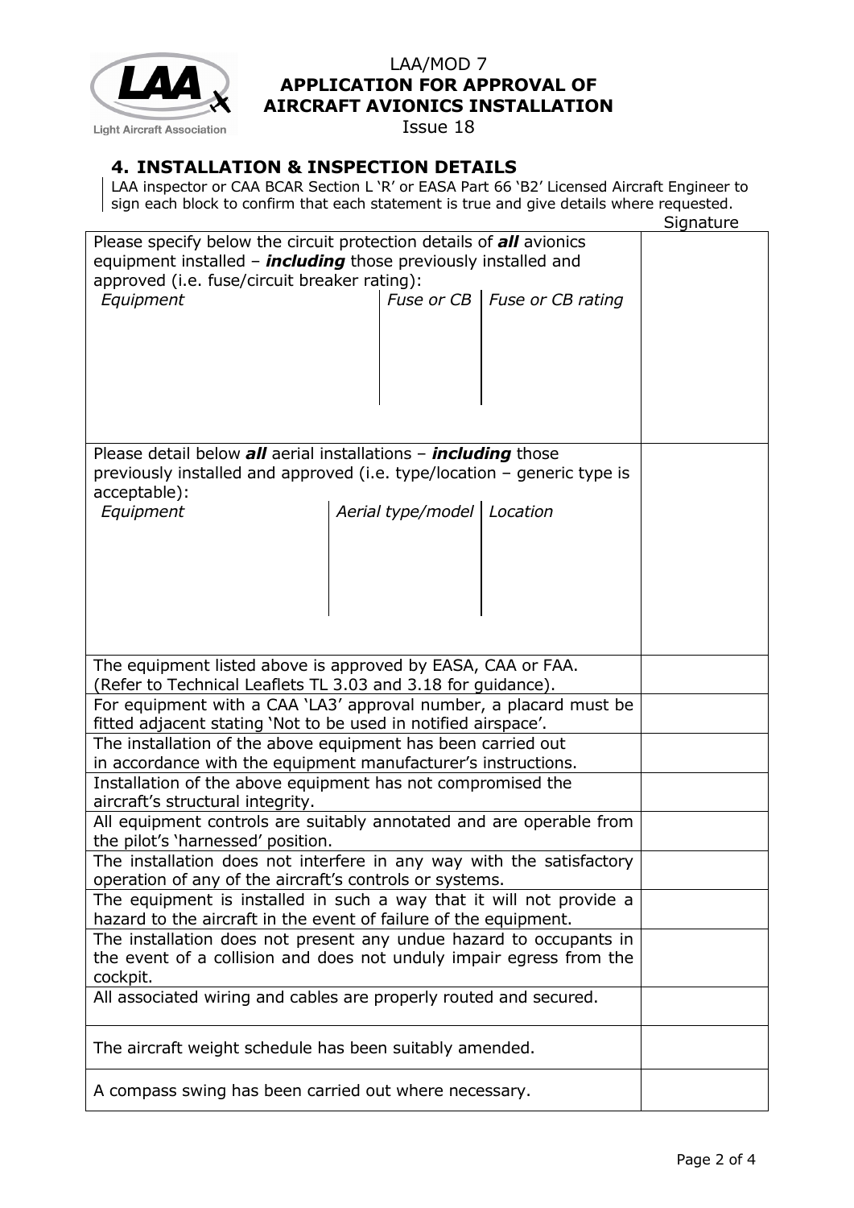LAA/MOD 7
**APPLICATION FOR APPROVAL OF AIRCRAFT AVIONICS INSTALLATION**
Issue 18

## 4. INSTALLATION & INSPECTION DETAILS

LAA inspector or CAA BCAR Section L 'R' or EASA Part 66 'B2' Licensed Aircraft Engineer to sign each block to confirm that each statement is true and give details where requested.

| | Signature |
|---|---|
| Please specify below the circuit protection details of ***all*** avionics equipment installed – ***including*** those previously installed and approved (i.e. fuse/circuit breaker rating):<br>*Equipment* \| *Fuse or CB* \| *Fuse or CB rating* | |
| Please detail below ***all*** aerial installations – ***including*** those previously installed and approved (i.e. type/location – generic type is acceptable):<br>*Equipment* \| *Aerial type/model* \| *Location* | |
| The equipment listed above is approved by EASA, CAA or FAA. (Refer to Technical Leaflets TL 3.03 and 3.18 for guidance). | |
| For equipment with a CAA 'LA3' approval number, a placard must be fitted adjacent stating 'Not to be used in notified airspace'. | |
| The installation of the above equipment has been carried out in accordance with the equipment manufacturer's instructions. | |
| Installation of the above equipment has not compromised the aircraft's structural integrity. | |
| All equipment controls are suitably annotated and are operable from the pilot's 'harnessed' position. | |
| The installation does not interfere in any way with the satisfactory operation of any of the aircraft's controls or systems. | |
| The equipment is installed in such a way that it will not provide a hazard to the aircraft in the event of failure of the equipment. | |
| The installation does not present any undue hazard to occupants in the event of a collision and does not unduly impair egress from the cockpit. | |
| All associated wiring and cables are properly routed and secured. | |
| The aircraft weight schedule has been suitably amended. | |
| A compass swing has been carried out where necessary. | |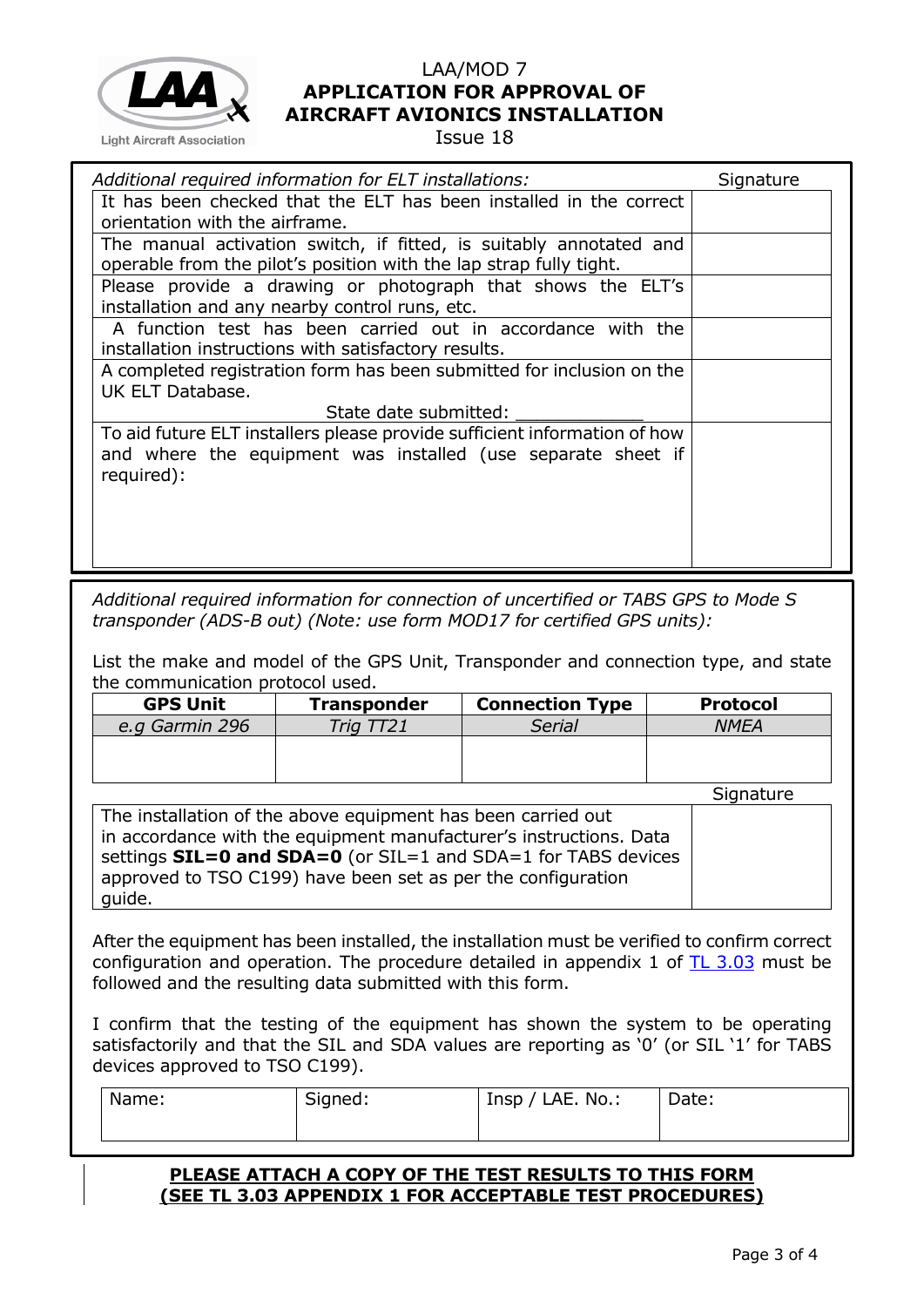| *Additional required information for ELT installations:* | Signature |
|---|---|
| It has been checked that the ELT has been installed in the correct orientation with the airframe. | |
| The manual activation switch, if fitted, is suitably annotated and operable from the pilot's position with the lap strap fully tight. | |
| Please provide a drawing or photograph that shows the ELT's installation and any nearby control runs, etc. | |
| A function test has been carried out in accordance with the installation instructions with satisfactory results. | |
| A completed registration form has been submitted for inclusion on the UK ELT Database. State date submitted: _____________ | |
| To aid future ELT installers please provide sufficient information of how and where the equipment was installed (use separate sheet if required): | |

*Additional required information for connection of uncertified or TABS GPS to Mode S transponder (ADS-B out) (Note: use form MOD17 for certified GPS units):*

List the make and model of the GPS Unit, Transponder and connection type, and state the communication protocol used.

| GPS Unit | Transponder | Connection Type | Protocol |
|---|---|---|---|
| *e.g Garmin 296* | *Trig TT21* | *Serial* | *NMEA* |
| | | | |

| | Signature |
|---|---|
| The installation of the above equipment has been carried out in accordance with the equipment manufacturer's instructions. Data settings **SIL=0 and SDA=0** (or SIL=1 and SDA=1 for TABS devices approved to TSO C199) have been set as per the configuration guide. | |

After the equipment has been installed, the installation must be verified to confirm correct configuration and operation. The procedure detailed in appendix 1 of TL 3.03 must be followed and the resulting data submitted with this form.

I confirm that the testing of the equipment has shown the system to be operating satisfactorily and that the SIL and SDA values are reporting as '0' (or SIL '1' for TABS devices approved to TSO C199).

| Name: | Signed: | Insp / LAE. No.: | Date: |
|---|---|---|---|
| | | | |

**PLEASE ATTACH A COPY OF THE TEST RESULTS TO THIS FORM (SEE TL 3.03 APPENDIX 1 FOR ACCEPTABLE TEST PROCEDURES)**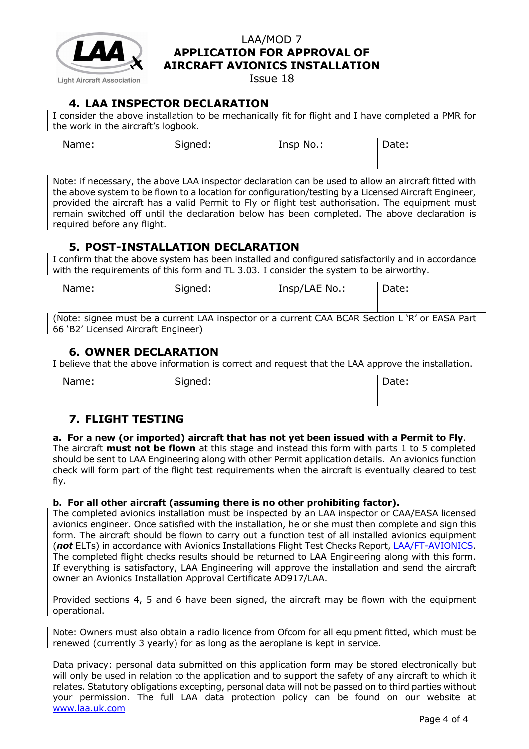## 4. LAA INSPECTOR DECLARATION

I consider the above installation to be mechanically fit for flight and I have completed a PMR for the work in the aircraft's logbook.

| Name: | Signed: | Insp No.: | Date: |
|---|---|---|---|
| | | | |

Note: if necessary, the above LAA inspector declaration can be used to allow an aircraft fitted with the above system to be flown to a location for configuration/testing by a Licensed Aircraft Engineer, provided the aircraft has a valid Permit to Fly or flight test authorisation. The equipment must remain switched off until the declaration below has been completed. The above declaration is required before any flight.

## 5. POST-INSTALLATION DECLARATION

I confirm that the above system has been installed and configured satisfactorily and in accordance with the requirements of this form and TL 3.03. I consider the system to be airworthy.

| Name: | Signed: | Insp/LAE No.: | Date: |
|---|---|---|---|
| | | | |

(Note: signee must be a current LAA inspector or a current CAA BCAR Section L 'R' or EASA Part 66 'B2' Licensed Aircraft Engineer)

## 6. OWNER DECLARATION

I believe that the above information is correct and request that the LAA approve the installation.

| Name: | Signed: | Date: |
|---|---|---|
| | | |

## 7. FLIGHT TESTING

**a. For a new (or imported) aircraft that has not yet been issued with a Permit to Fly**.
The aircraft **must not be flown** at this stage and instead this form with parts 1 to 5 completed should be sent to LAA Engineering along with other Permit application details. An avionics function check will form part of the flight test requirements when the aircraft is eventually cleared to test fly.

**b. For all other aircraft (assuming there is no other prohibiting factor).**
The completed avionics installation must be inspected by an LAA inspector or CAA/EASA licensed avionics engineer. Once satisfied with the installation, he or she must then complete and sign this form. The aircraft should be flown to carry out a function test of all installed avionics equipment (***not*** ELTs) in accordance with Avionics Installations Flight Test Checks Report, LAA/FT-AVIONICS. The completed flight checks results should be returned to LAA Engineering along with this form. If everything is satisfactory, LAA Engineering will approve the installation and send the aircraft owner an Avionics Installation Approval Certificate AD917/LAA.

Provided sections 4, 5 and 6 have been signed, the aircraft may be flown with the equipment operational.

Note: Owners must also obtain a radio licence from Ofcom for all equipment fitted, which must be renewed (currently 3 yearly) for as long as the aeroplane is kept in service.

Data privacy: personal data submitted on this application form may be stored electronically but will only be used in relation to the application and to support the safety of any aircraft to which it relates. Statutory obligations excepting, personal data will not be passed on to third parties without your permission. The full LAA data protection policy can be found on our website at www.laa.uk.com